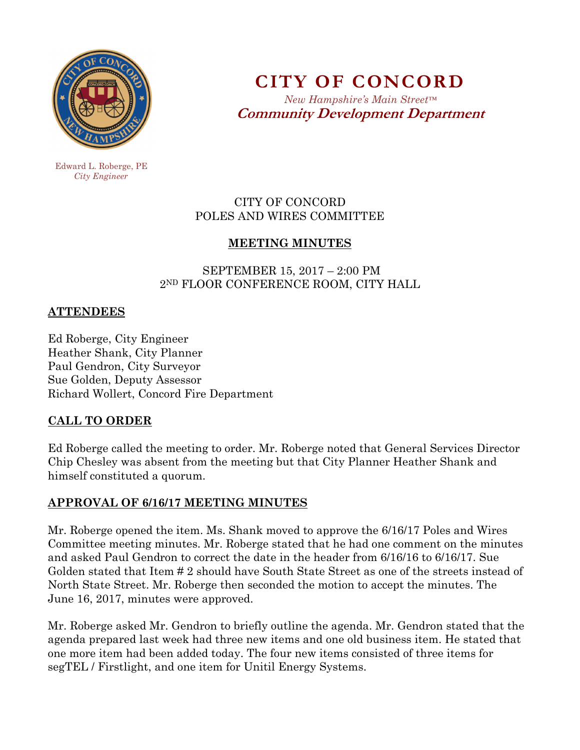# CITY OF CONCORD

*New Hampshire's Main Street™*

**Community Development Department**

Edward L. Roberge, PE
*City Engineer*

CITY OF CONCORD
POLES AND WIRES COMMITTEE

## MEETING MINUTES

SEPTEMBER 15, 2017 – 2:00 PM
2ND FLOOR CONFERENCE ROOM, CITY HALL

## ATTENDEES

Ed Roberge, City Engineer
Heather Shank, City Planner
Paul Gendron, City Surveyor
Sue Golden, Deputy Assessor
Richard Wollert, Concord Fire Department

## CALL TO ORDER

Ed Roberge called the meeting to order. Mr. Roberge noted that General Services Director Chip Chesley was absent from the meeting but that City Planner Heather Shank and himself constituted a quorum.

## APPROVAL OF 6/16/17 MEETING MINUTES

Mr. Roberge opened the item. Ms. Shank moved to approve the 6/16/17 Poles and Wires Committee meeting minutes. Mr. Roberge stated that he had one comment on the minutes and asked Paul Gendron to correct the date in the header from 6/16/16 to 6/16/17. Sue Golden stated that Item # 2 should have South State Street as one of the streets instead of North State Street. Mr. Roberge then seconded the motion to accept the minutes. The June 16, 2017, minutes were approved.

Mr. Roberge asked Mr. Gendron to briefly outline the agenda. Mr. Gendron stated that the agenda prepared last week had three new items and one old business item. He stated that one more item had been added today. The four new items consisted of three items for segTEL / Firstlight, and one item for Unitil Energy Systems.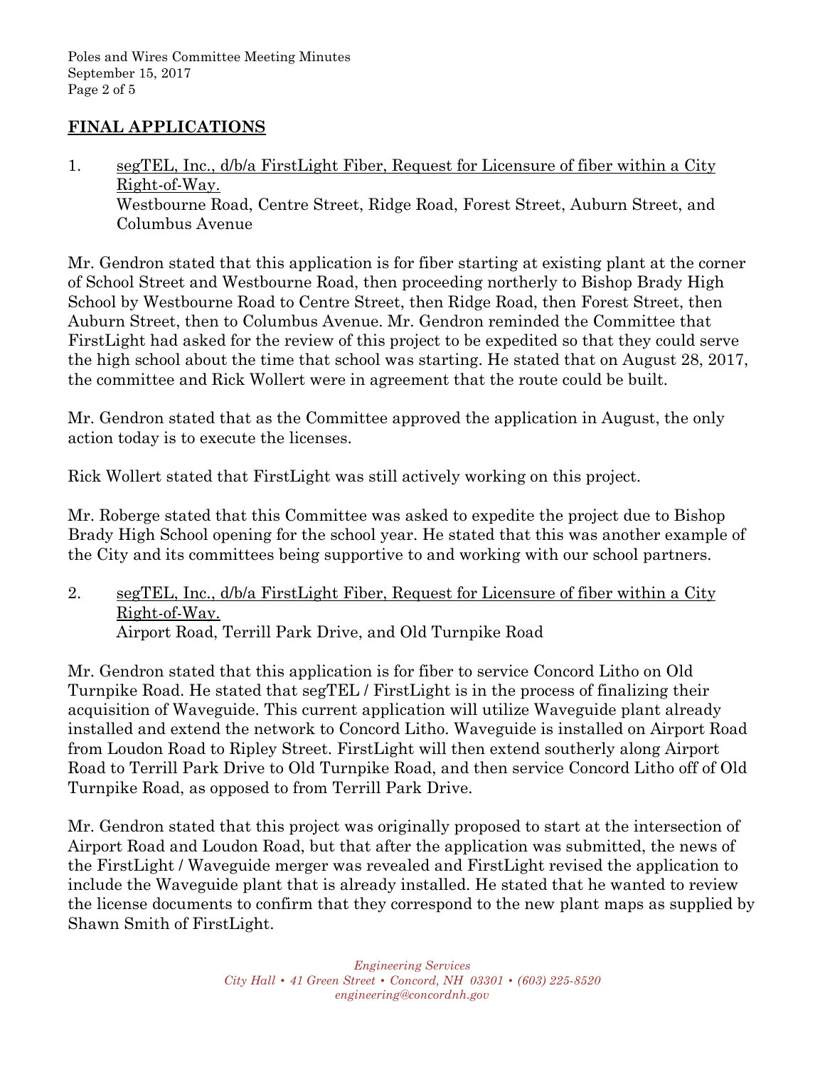## FINAL APPLICATIONS

1. segTEL, Inc., d/b/a FirstLight Fiber, Request for Licensure of fiber within a City Right-of-Way.
   Westbourne Road, Centre Street, Ridge Road, Forest Street, Auburn Street, and Columbus Avenue

Mr. Gendron stated that this application is for fiber starting at existing plant at the corner of School Street and Westbourne Road, then proceeding northerly to Bishop Brady High School by Westbourne Road to Centre Street, then Ridge Road, then Forest Street, then Auburn Street, then to Columbus Avenue. Mr. Gendron reminded the Committee that FirstLight had asked for the review of this project to be expedited so that they could serve the high school about the time that school was starting. He stated that on August 28, 2017, the committee and Rick Wollert were in agreement that the route could be built.

Mr. Gendron stated that as the Committee approved the application in August, the only action today is to execute the licenses.

Rick Wollert stated that FirstLight was still actively working on this project.

Mr. Roberge stated that this Committee was asked to expedite the project due to Bishop Brady High School opening for the school year. He stated that this was another example of the City and its committees being supportive to and working with our school partners.

2. segTEL, Inc., d/b/a FirstLight Fiber, Request for Licensure of fiber within a City Right-of-Way.
   Airport Road, Terrill Park Drive, and Old Turnpike Road

Mr. Gendron stated that this application is for fiber to service Concord Litho on Old Turnpike Road. He stated that segTEL / FirstLight is in the process of finalizing their acquisition of Waveguide. This current application will utilize Waveguide plant already installed and extend the network to Concord Litho. Waveguide is installed on Airport Road from Loudon Road to Ripley Street. FirstLight will then extend southerly along Airport Road to Terrill Park Drive to Old Turnpike Road, and then service Concord Litho off of Old Turnpike Road, as opposed to from Terrill Park Drive.

Mr. Gendron stated that this project was originally proposed to start at the intersection of Airport Road and Loudon Road, but that after the application was submitted, the news of the FirstLight / Waveguide merger was revealed and FirstLight revised the application to include the Waveguide plant that is already installed. He stated that he wanted to review the license documents to confirm that they correspond to the new plant maps as supplied by Shawn Smith of FirstLight.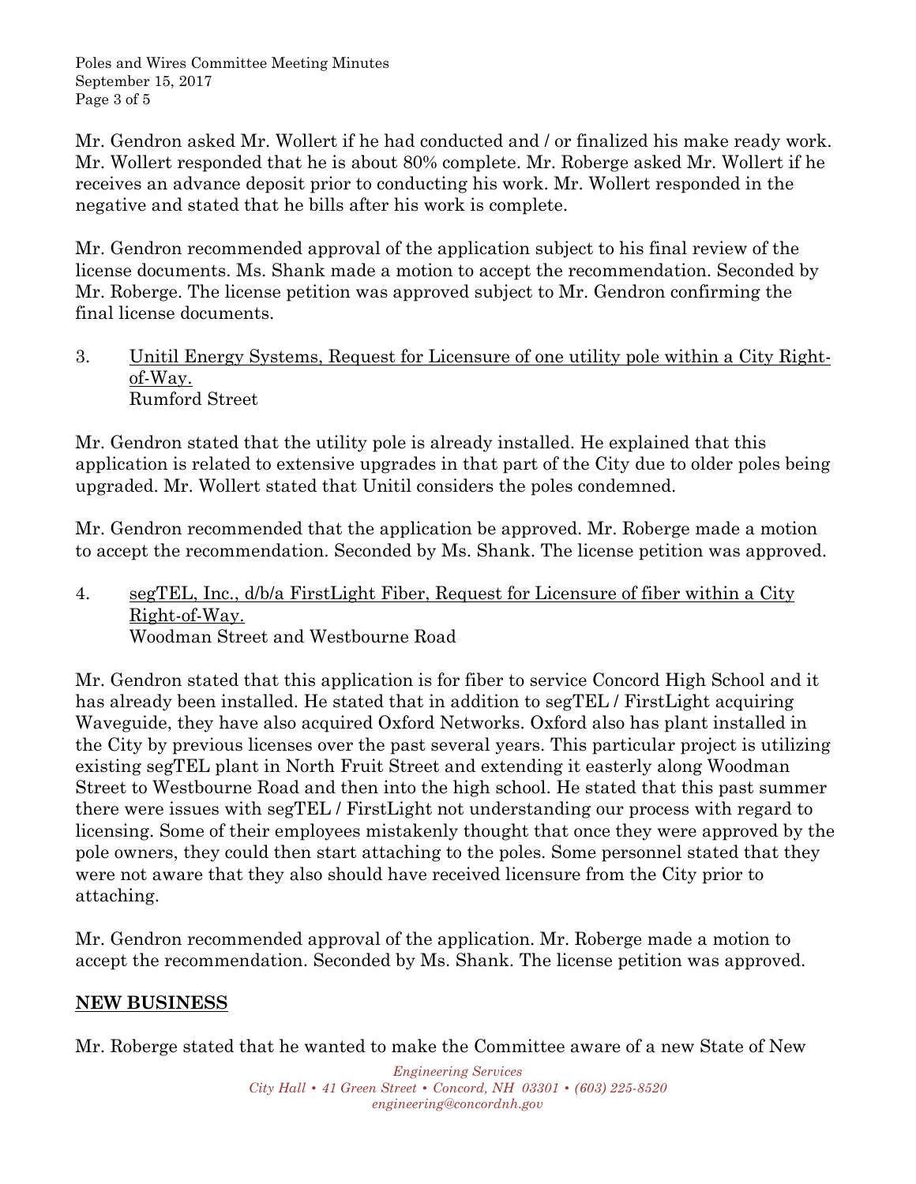Mr. Gendron asked Mr. Wollert if he had conducted and / or finalized his make ready work. Mr. Wollert responded that he is about 80% complete. Mr. Roberge asked Mr. Wollert if he receives an advance deposit prior to conducting his work. Mr. Wollert responded in the negative and stated that he bills after his work is complete.

Mr. Gendron recommended approval of the application subject to his final review of the license documents. Ms. Shank made a motion to accept the recommendation. Seconded by Mr. Roberge. The license petition was approved subject to Mr. Gendron confirming the final license documents.

3. <u>Unitil Energy Systems, Request for Licensure of one utility pole within a City Right-of-Way.</u>
   Rumford Street

Mr. Gendron stated that the utility pole is already installed. He explained that this application is related to extensive upgrades in that part of the City due to older poles being upgraded. Mr. Wollert stated that Unitil considers the poles condemned.

Mr. Gendron recommended that the application be approved. Mr. Roberge made a motion to accept the recommendation. Seconded by Ms. Shank. The license petition was approved.

4. <u>segTEL, Inc., d/b/a FirstLight Fiber, Request for Licensure of fiber within a City Right-of-Way.</u>
   Woodman Street and Westbourne Road

Mr. Gendron stated that this application is for fiber to service Concord High School and it has already been installed. He stated that in addition to segTEL / FirstLight acquiring Waveguide, they have also acquired Oxford Networks. Oxford also has plant installed in the City by previous licenses over the past several years. This particular project is utilizing existing segTEL plant in North Fruit Street and extending it easterly along Woodman Street to Westbourne Road and then into the high school. He stated that this past summer there were issues with segTEL / FirstLight not understanding our process with regard to licensing. Some of their employees mistakenly thought that once they were approved by the pole owners, they could then start attaching to the poles. Some personnel stated that they were not aware that they also should have received licensure from the City prior to attaching.

Mr. Gendron recommended approval of the application. Mr. Roberge made a motion to accept the recommendation. Seconded by Ms. Shank. The license petition was approved.

## **<u>NEW BUSINESS</u>**

Mr. Roberge stated that he wanted to make the Committee aware of a new State of New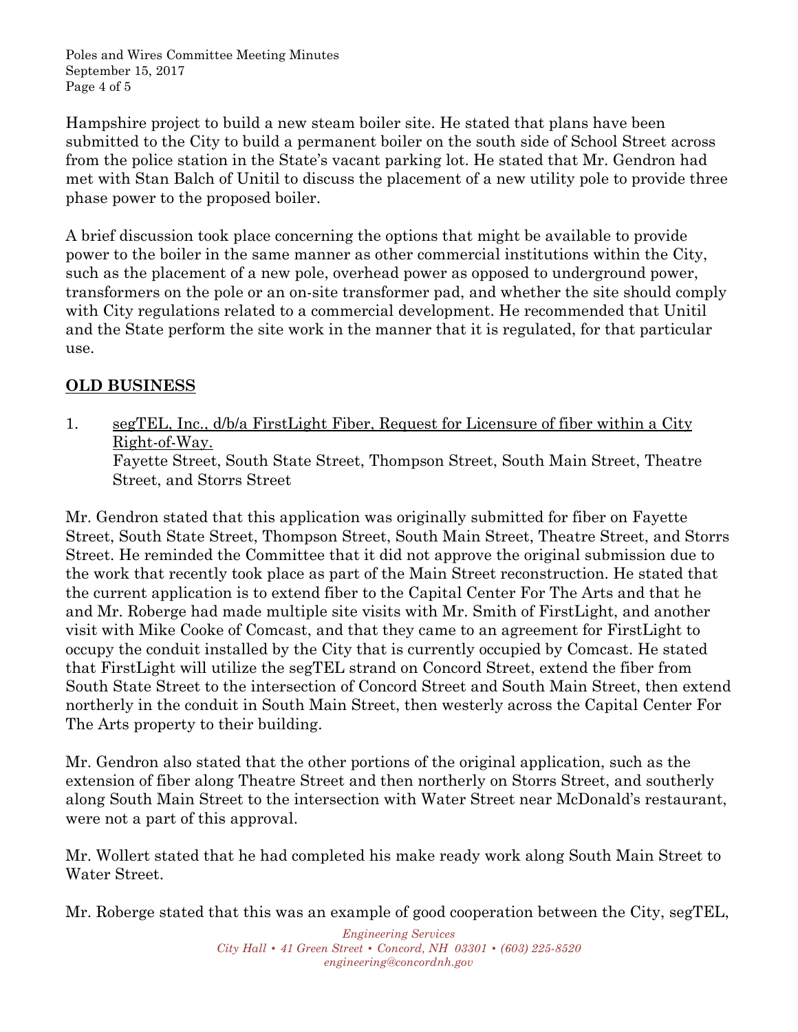Hampshire project to build a new steam boiler site. He stated that plans have been submitted to the City to build a permanent boiler on the south side of School Street across from the police station in the State's vacant parking lot. He stated that Mr. Gendron had met with Stan Balch of Unitil to discuss the placement of a new utility pole to provide three phase power to the proposed boiler.

A brief discussion took place concerning the options that might be available to provide power to the boiler in the same manner as other commercial institutions within the City, such as the placement of a new pole, overhead power as opposed to underground power, transformers on the pole or an on-site transformer pad, and whether the site should comply with City regulations related to a commercial development. He recommended that Unitil and the State perform the site work in the manner that it is regulated, for that particular use.

## OLD BUSINESS

1. segTEL, Inc., d/b/a FirstLight Fiber, Request for Licensure of fiber within a City Right-of-Way.
   Fayette Street, South State Street, Thompson Street, South Main Street, Theatre Street, and Storrs Street

Mr. Gendron stated that this application was originally submitted for fiber on Fayette Street, South State Street, Thompson Street, South Main Street, Theatre Street, and Storrs Street. He reminded the Committee that it did not approve the original submission due to the work that recently took place as part of the Main Street reconstruction. He stated that the current application is to extend fiber to the Capital Center For The Arts and that he and Mr. Roberge had made multiple site visits with Mr. Smith of FirstLight, and another visit with Mike Cooke of Comcast, and that they came to an agreement for FirstLight to occupy the conduit installed by the City that is currently occupied by Comcast. He stated that FirstLight will utilize the segTEL strand on Concord Street, extend the fiber from South State Street to the intersection of Concord Street and South Main Street, then extend northerly in the conduit in South Main Street, then westerly across the Capital Center For The Arts property to their building.

Mr. Gendron also stated that the other portions of the original application, such as the extension of fiber along Theatre Street and then northerly on Storrs Street, and southerly along South Main Street to the intersection with Water Street near McDonald's restaurant, were not a part of this approval.

Mr. Wollert stated that he had completed his make ready work along South Main Street to Water Street.

Mr. Roberge stated that this was an example of good cooperation between the City, segTEL,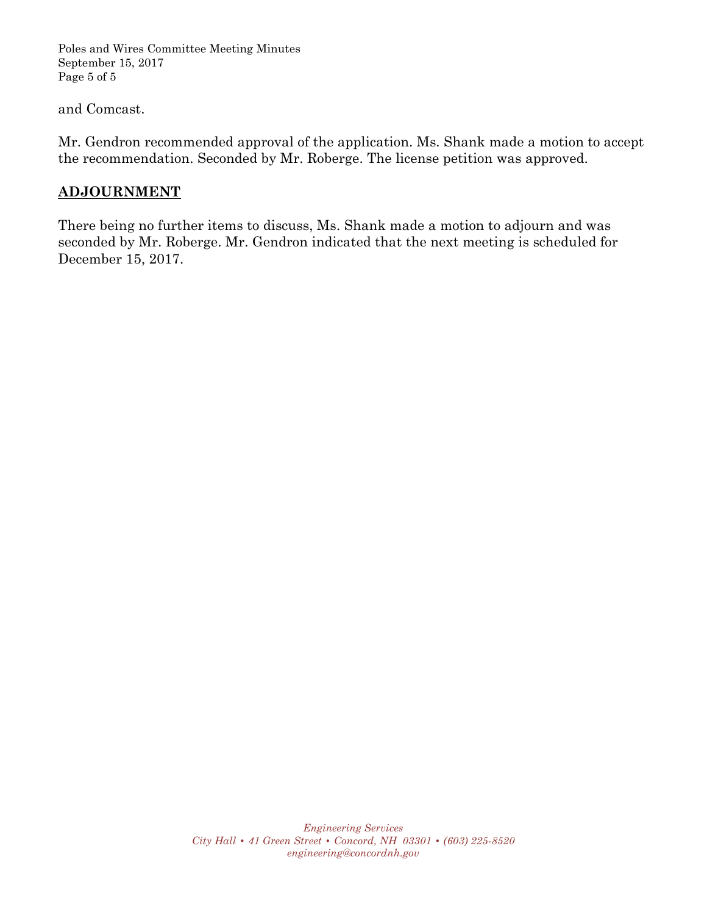and Comcast.

Mr. Gendron recommended approval of the application. Ms. Shank made a motion to accept the recommendation. Seconded by Mr. Roberge. The license petition was approved.

## ADJOURNMENT

There being no further items to discuss, Ms. Shank made a motion to adjourn and was seconded by Mr. Roberge. Mr. Gendron indicated that the next meeting is scheduled for December 15, 2017.